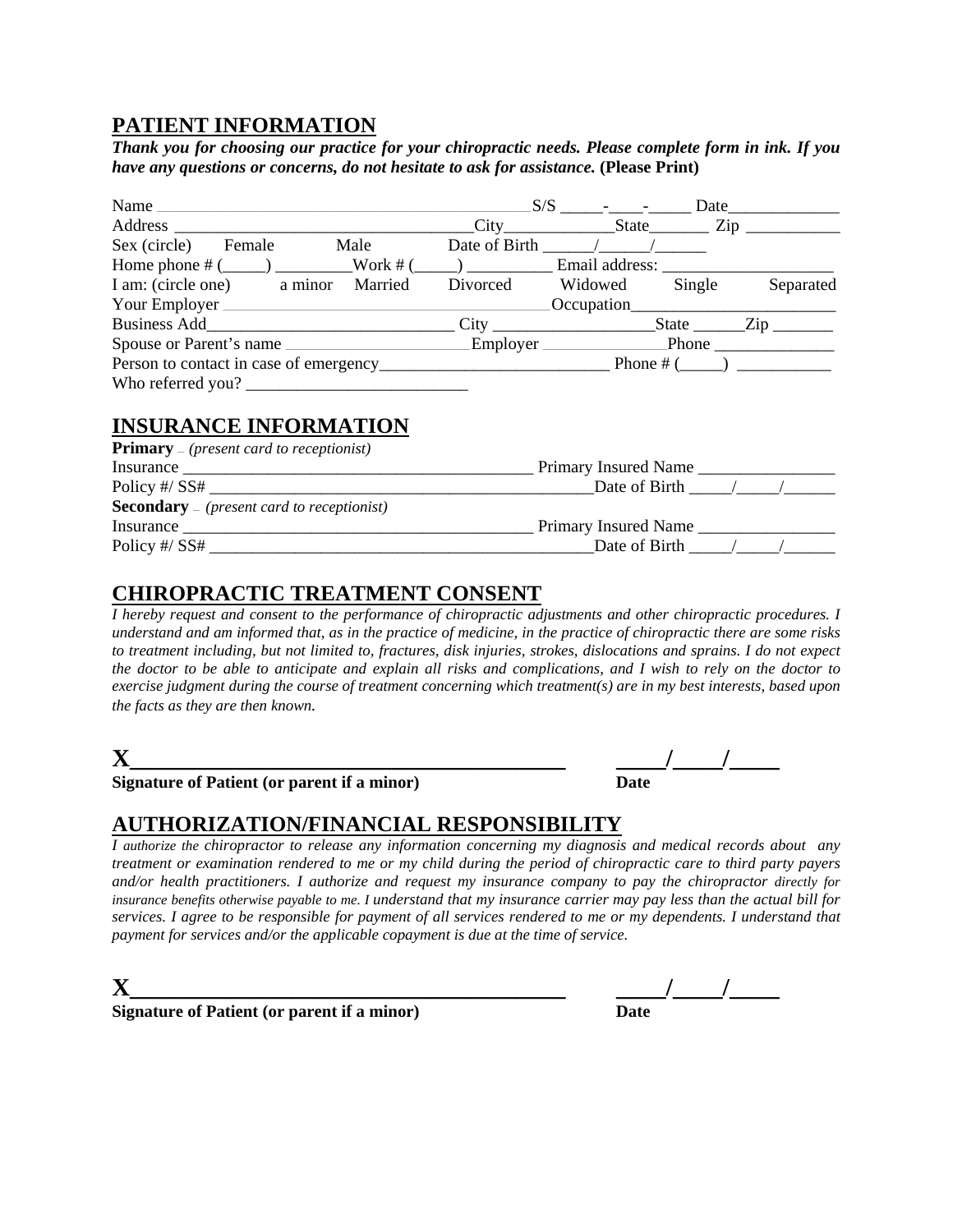## PATIENT INFORMATION

***Thank you for choosing our practice for your chiropractic needs. Please complete form in ink. If you have any questions or concerns, do not hesitate to ask for assistance.*** **(Please Print)**

Name _____________________________________________ S/S _____-____-_____ Date_____________

Address __________________________________City____________State_______ Zip ___________

Sex (circle) Female Male Date of Birth ______/______/______

Home phone # (_____) _________Work # (_____) __________ Email address: ____________________

I am: (circle one) a minor Married Divorced Widowed Single Separated

Your Employer ______________________________________ Occupation_______________________

Business Add_____________________________ City __________________State ______Zip _______

Spouse or Parent's name ______________________Employer _______________Phone ______________

Person to contact in case of emergency___________________________ Phone # (_____) ___________

Who referred you? __________________________

## INSURANCE INFORMATION

**Primary** – *(present card to receptionist)*

Insurance __________________________________________ Primary Insured Name ________________

Policy #/ SS# ______________________________________________Date of Birth _____/_____/______

**Secondary** – *(present card to receptionist)*

Insurance __________________________________________ Primary Insured Name ________________

Policy #/ SS# ______________________________________________Date of Birth _____/_____/______

## CHIROPRACTIC TREATMENT CONSENT

*I hereby request and consent to the performance of chiropractic adjustments and other chiropractic procedures. I understand and am informed that, as in the practice of medicine, in the practice of chiropractic there are some risks to treatment including, but not limited to, fractures, disk injuries, strokes, dislocations and sprains. I do not expect the doctor to be able to anticipate and explain all risks and complications, and I wish to rely on the doctor to exercise judgment during the course of treatment concerning which treatment(s) are in my best interests, based upon the facts as they are then known.*

**X__________________________________________** **____/____/____**

**Signature of Patient (or parent if a minor)** **Date**

## AUTHORIZATION/FINANCIAL RESPONSIBILITY

*I authorize the chiropractor to release any information concerning my diagnosis and medical records about any treatment or examination rendered to me or my child during the period of chiropractic care to third party payers and/or health practitioners. I authorize and request my insurance company to pay the chiropractor directly for insurance benefits otherwise payable to me. I understand that my insurance carrier may pay less than the actual bill for services. I agree to be responsible for payment of all services rendered to me or my dependents. I understand that payment for services and/or the applicable copayment is due at the time of service.*

**X__________________________________________** **____/____/____**

**Signature of Patient (or parent if a minor)** **Date**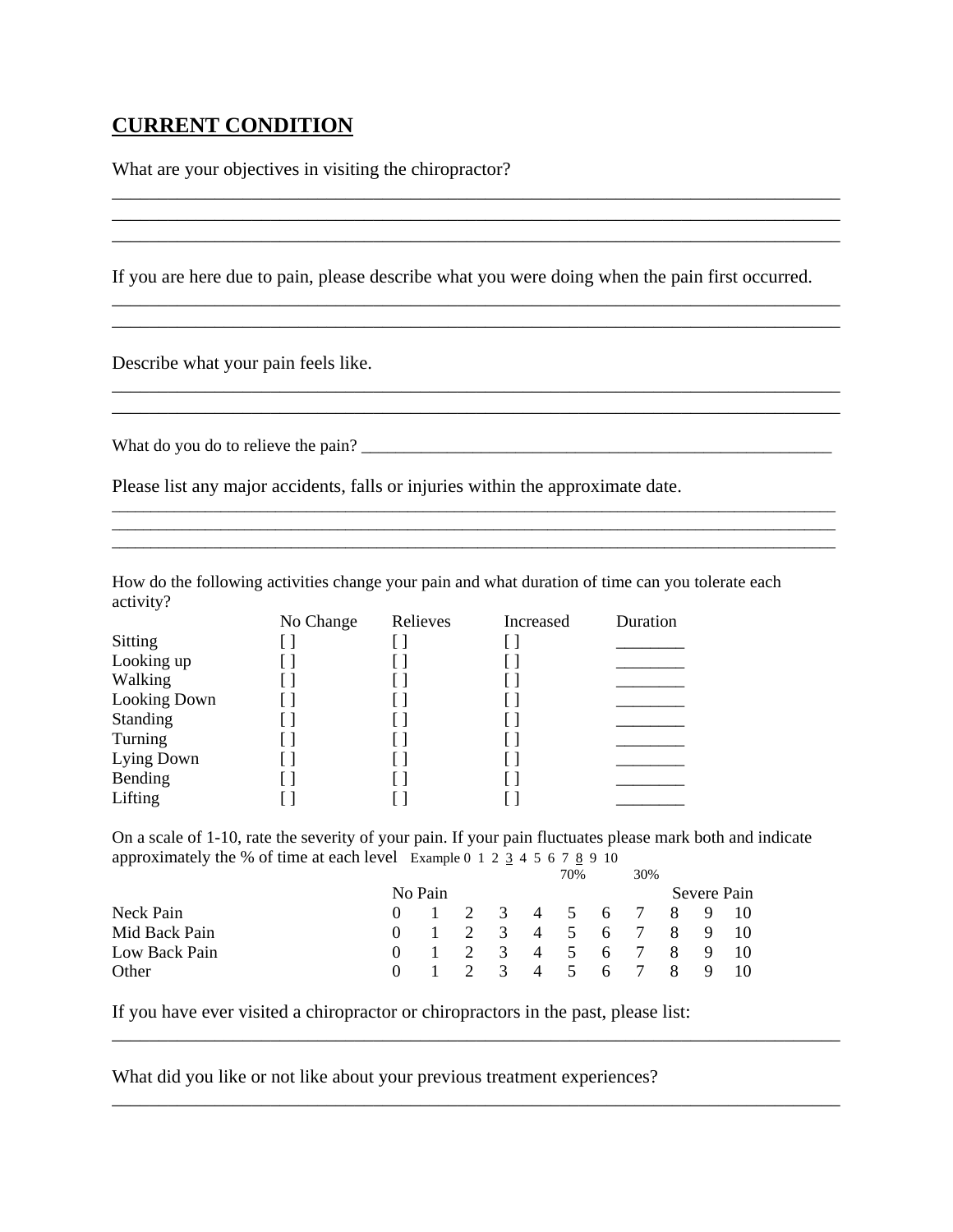## CURRENT CONDITION

What are your objectives in visiting the chiropractor?

________________________________________________________________________________
________________________________________________________________________________
________________________________________________________________________________

If you are here due to pain, please describe what you were doing when the pain first occurred.

________________________________________________________________________________
________________________________________________________________________________

Describe what your pain feels like.

________________________________________________________________________________
________________________________________________________________________________

What do you do to relieve the pain? ________________________________________________________

Please list any major accidents, falls or injuries within the approximate date.

________________________________________________________________________________
________________________________________________________________________________
________________________________________________________________________________

How do the following activities change your pain and what duration of time can you tolerate each activity?

| | No Change | Relieves | Increased | Duration |
|---|---|---|---|---|
| Sitting | [ ] | [ ] | [ ] | ________ |
| Looking up | [ ] | [ ] | [ ] | ________ |
| Walking | [ ] | [ ] | [ ] | ________ |
| Looking Down | [ ] | [ ] | [ ] | ________ |
| Standing | [ ] | [ ] | [ ] | ________ |
| Turning | [ ] | [ ] | [ ] | ________ |
| Lying Down | [ ] | [ ] | [ ] | ________ |
| Bending | [ ] | [ ] | [ ] | ________ |
| Lifting | [ ] | [ ] | [ ] | ________ |

On a scale of 1-10, rate the severity of your pain. If your pain fluctuates please mark both and indicate approximately the % of time at each level Example 0 1 2 3 4 5 6 7 8 9 10 (3 = 70%, 8 = 30%)

| | No Pain | | | | | | | | | | Severe Pain |
|---|---|---|---|---|---|---|---|---|---|---|---|
| Neck Pain | 0 | 1 | 2 | 3 | 4 | 5 | 6 | 7 | 8 | 9 | 10 |
| Mid Back Pain | 0 | 1 | 2 | 3 | 4 | 5 | 6 | 7 | 8 | 9 | 10 |
| Low Back Pain | 0 | 1 | 2 | 3 | 4 | 5 | 6 | 7 | 8 | 9 | 10 |
| Other | 0 | 1 | 2 | 3 | 4 | 5 | 6 | 7 | 8 | 9 | 10 |

If you have ever visited a chiropractor or chiropractors in the past, please list:

________________________________________________________________________________

What did you like or not like about your previous treatment experiences?

________________________________________________________________________________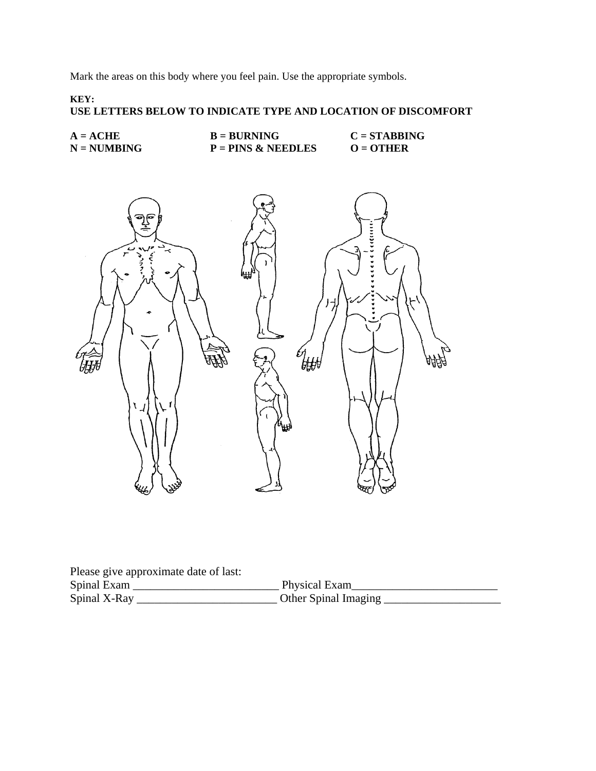Mark the areas on this body where you feel pain. Use the appropriate symbols.

**KEY:**
**USE LETTERS BELOW TO INDICATE TYPE AND LOCATION OF DISCOMFORT**

| | | |
|---|---|---|
| **A = ACHE** | **B = BURNING** | **C = STABBING** |
| **N = NUMBING** | **P = PINS & NEEDLES** | **O = OTHER** |

Please give approximate date of last:
Spinal Exam _________________________ Physical Exam_________________________
Spinal X-Ray ________________________ Other Spinal Imaging ____________________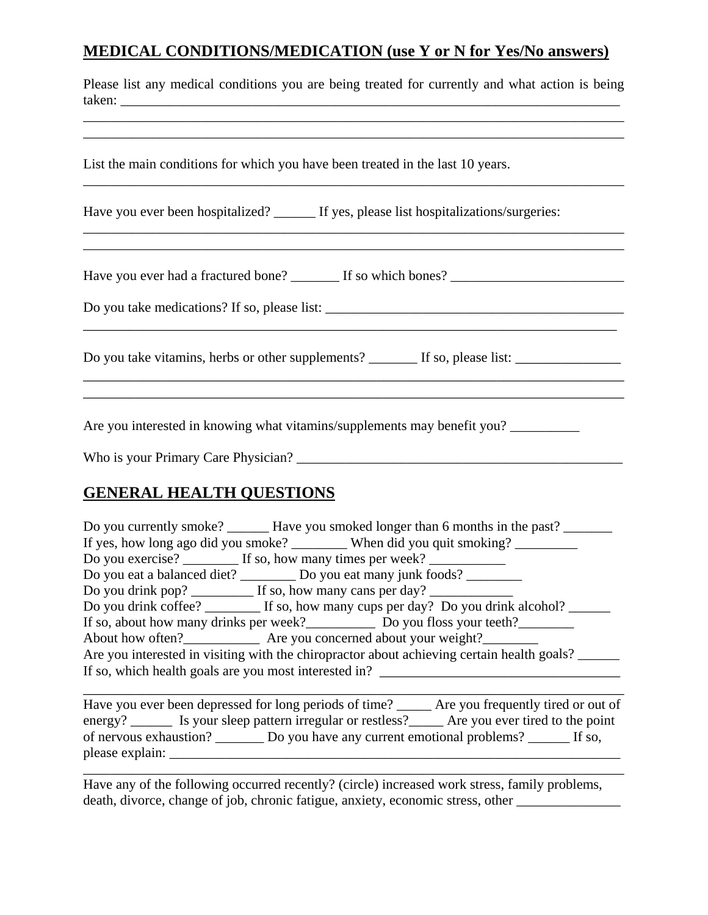## MEDICAL CONDITIONS/MEDICATION (use Y or N for Yes/No answers)

Please list any medical conditions you are being treated for currently and what action is being taken: ___________________________________________________________________________
_________________________________________________________________________________
_________________________________________________________________________________

List the main conditions for which you have been treated in the last 10 years.
_________________________________________________________________________________

Have you ever been hospitalized? ______ If yes, please list hospitalizations/surgeries:
_________________________________________________________________________________
_________________________________________________________________________________

Have you ever had a fractured bone? _______ If so which bones? _________________________

Do you take medications? If so, please list: ____________________________________________
_________________________________________________________________________________

Do you take vitamins, herbs or other supplements? _______ If so, please list: _______________
_________________________________________________________________________________
_________________________________________________________________________________

Are you interested in knowing what vitamins/supplements may benefit you? __________

Who is your Primary Care Physician? _________________________________________________

## GENERAL HEALTH QUESTIONS

Do you currently smoke? ______ Have you smoked longer than 6 months in the past? _______
If yes, how long ago did you smoke? ________ When did you quit smoking? _________
Do you exercise? ________ If so, how many times per week? ___________
Do you eat a balanced diet? ________ Do you eat many junk foods? ________
Do you drink pop? _________ If so, how many cans per day? ____________
Do you drink coffee? ________ If so, how many cups per day? Do you drink alcohol? ______
If so, about how many drinks per week?__________ Do you floss your teeth?________
About how often?___________ Are you concerned about your weight?________
Are you interested in visiting with the chiropractor about achieving certain health goals? ______
If so, which health goals are you most interested in? ___________________________________
_________________________________________________________________________________

Have you ever been depressed for long periods of time? _____ Are you frequently tired or out of energy? ______ Is your sleep pattern irregular or restless?_____ Are you ever tired to the point of nervous exhaustion? _______ Do you have any current emotional problems? ______ If so, please explain: _____________________________________________________________________
_________________________________________________________________________________

Have any of the following occurred recently? (circle) increased work stress, family problems, death, divorce, change of job, chronic fatigue, anxiety, economic stress, other _______________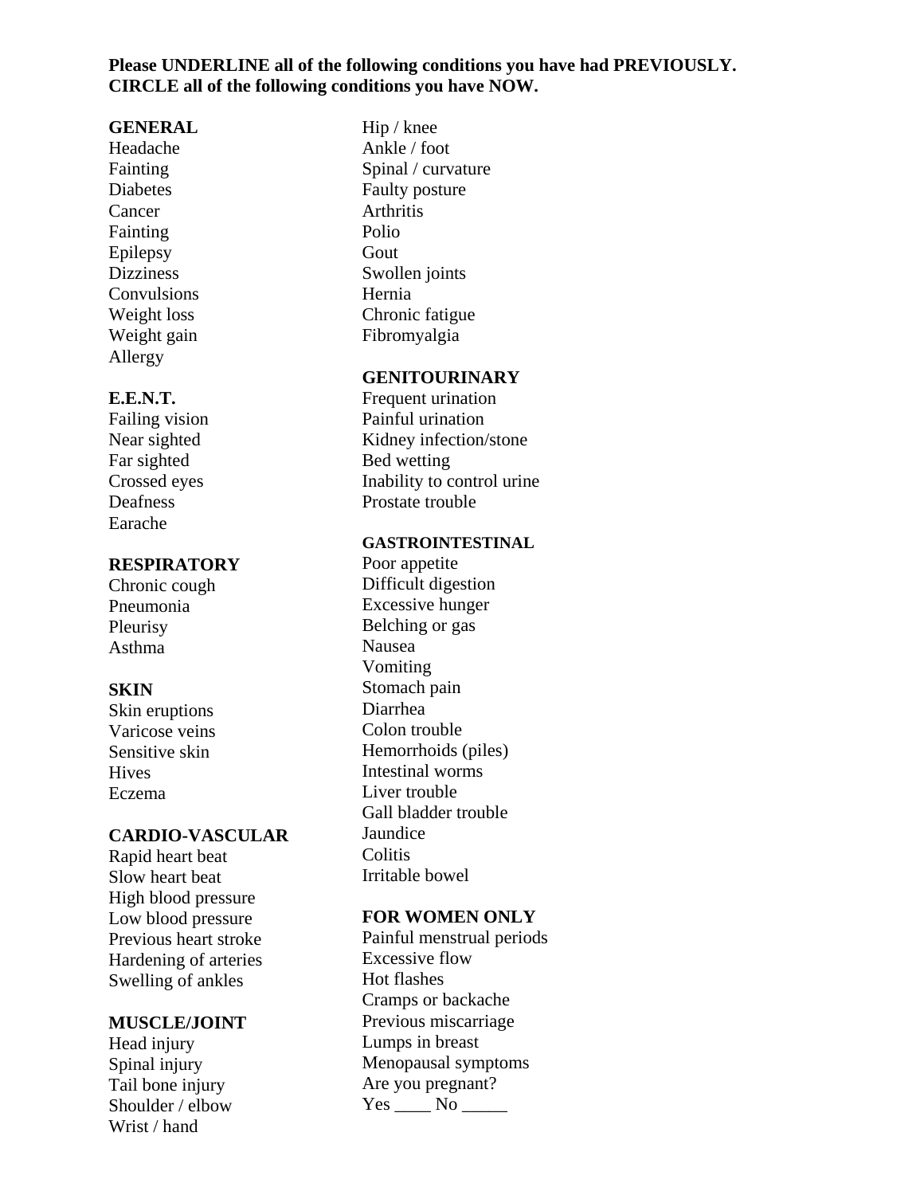**Please UNDERLINE all of the following conditions you have had PREVIOUSLY.**
**CIRCLE all of the following conditions you have NOW.**

**GENERAL**
Headache
Fainting
Diabetes
Cancer
Fainting
Epilepsy
Dizziness
Convulsions
Weight loss
Weight gain
Allergy

**E.E.N.T.**
Failing vision
Near sighted
Far sighted
Crossed eyes
Deafness
Earache

**RESPIRATORY**
Chronic cough
Pneumonia
Pleurisy
Asthma

**SKIN**
Skin eruptions
Varicose veins
Sensitive skin
Hives
Eczema

**CARDIO-VASCULAR**
Rapid heart beat
Slow heart beat
High blood pressure
Low blood pressure
Previous heart stroke
Hardening of arteries
Swelling of ankles

**MUSCLE/JOINT**
Head injury
Spinal injury
Tail bone injury
Shoulder / elbow
Wrist / hand
Hip / knee
Ankle / foot
Spinal / curvature
Faulty posture
Arthritis
Polio
Gout
Swollen joints
Hernia
Chronic fatigue
Fibromyalgia

**GENITOURINARY**
Frequent urination
Painful urination
Kidney infection/stone
Bed wetting
Inability to control urine
Prostate trouble

**GASTROINTESTINAL**
Poor appetite
Difficult digestion
Excessive hunger
Belching or gas
Nausea
Vomiting
Stomach pain
Diarrhea
Colon trouble
Hemorrhoids (piles)
Intestinal worms
Liver trouble
Gall bladder trouble
Jaundice
Colitis
Irritable bowel

**FOR WOMEN ONLY**
Painful menstrual periods
Excessive flow
Hot flashes
Cramps or backache
Previous miscarriage
Lumps in breast
Menopausal symptoms
Are you pregnant?
Yes ____ No _____